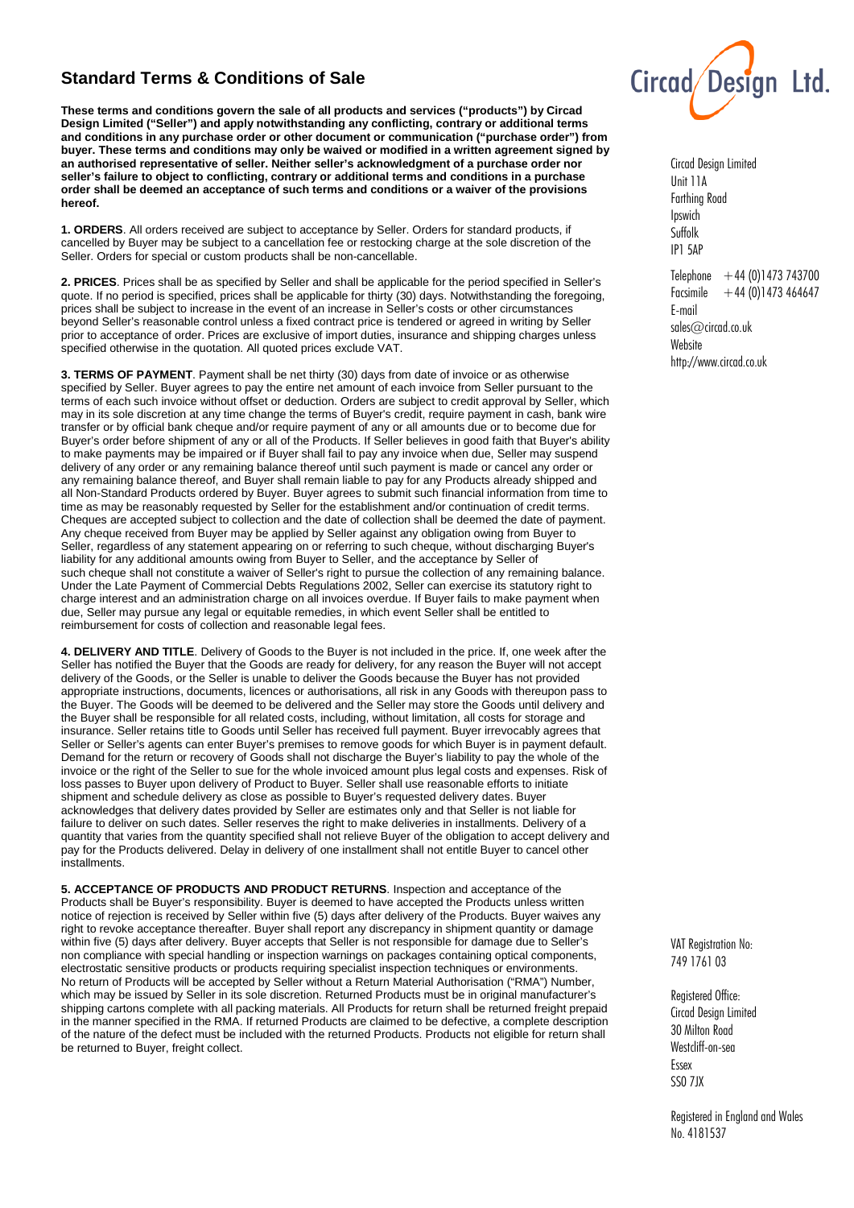# Standard Terms & Conditions of Sale

**These terms and conditions govern the sale of all products and services ("products") by Circad Design Limited ("Seller") and apply notwithstanding any conflicting, contrary or additional terms and conditions in any purchase order or other document or communication ("purchase order") from buyer. These terms and conditions may only be waived or modified in a written agreement signed by an authorised representative of seller. Neither seller's acknowledgment of a purchase order nor seller's failure to object to conflicting, contrary or additional terms and conditions in a purchase order shall be deemed an acceptance of such terms and conditions or a waiver of the provisions hereof.**

**1. ORDERS**. All orders received are subject to acceptance by Seller. Orders for standard products, if cancelled by Buyer may be subject to a cancellation fee or restocking charge at the sole discretion of the Seller. Orders for special or custom products shall be non-cancellable.

**2. PRICES**. Prices shall be as specified by Seller and shall be applicable for the period specified in Seller's quote. If no period is specified, prices shall be applicable for thirty (30) days. Notwithstanding the foregoing, prices shall be subject to increase in the event of an increase in Seller's costs or other circumstances beyond Seller's reasonable control unless a fixed contract price is tendered or agreed in writing by Seller prior to acceptance of order. Prices are exclusive of import duties, insurance and shipping charges unless specified otherwise in the quotation. All quoted prices exclude VAT.

**3. TERMS OF PAYMENT**. Payment shall be net thirty (30) days from date of invoice or as otherwise specified by Seller. Buyer agrees to pay the entire net amount of each invoice from Seller pursuant to the terms of each such invoice without offset or deduction. Orders are subject to credit approval by Seller, which may in its sole discretion at any time change the terms of Buyer's credit, require payment in cash, bank wire transfer or by official bank cheque and/or require payment of any or all amounts due or to become due for Buyer's order before shipment of any or all of the Products. If Seller believes in good faith that Buyer's ability to make payments may be impaired or if Buyer shall fail to pay any invoice when due, Seller may suspend delivery of any order or any remaining balance thereof until such payment is made or cancel any order or any remaining balance thereof, and Buyer shall remain liable to pay for any Products already shipped and all Non-Standard Products ordered by Buyer. Buyer agrees to submit such financial information from time to time as may be reasonably requested by Seller for the establishment and/or continuation of credit terms. Cheques are accepted subject to collection and the date of collection shall be deemed the date of payment. Any cheque received from Buyer may be applied by Seller against any obligation owing from Buyer to Seller, regardless of any statement appearing on or referring to such cheque, without discharging Buyer's liability for any additional amounts owing from Buyer to Seller, and the acceptance by Seller of such cheque shall not constitute a waiver of Seller's right to pursue the collection of any remaining balance. Under the Late Payment of Commercial Debts Regulations 2002, Seller can exercise its statutory right to charge interest and an administration charge on all invoices overdue. If Buyer fails to make payment when due, Seller may pursue any legal or equitable remedies, in which event Seller shall be entitled to reimbursement for costs of collection and reasonable legal fees.

**4. DELIVERY AND TITLE**. Delivery of Goods to the Buyer is not included in the price. If, one week after the Seller has notified the Buyer that the Goods are ready for delivery, for any reason the Buyer will not accept delivery of the Goods, or the Seller is unable to deliver the Goods because the Buyer has not provided appropriate instructions, documents, licences or authorisations, all risk in any Goods with thereupon pass to the Buyer. The Goods will be deemed to be delivered and the Seller may store the Goods until delivery and the Buyer shall be responsible for all related costs, including, without limitation, all costs for storage and insurance. Seller retains title to Goods until Seller has received full payment. Buyer irrevocably agrees that Seller or Seller's agents can enter Buyer's premises to remove goods for which Buyer is in payment default. Demand for the return or recovery of Goods shall not discharge the Buyer's liability to pay the whole of the invoice or the right of the Seller to sue for the whole invoiced amount plus legal costs and expenses. Risk of loss passes to Buyer upon delivery of Product to Buyer. Seller shall use reasonable efforts to initiate shipment and schedule delivery as close as possible to Buyer's requested delivery dates. Buyer acknowledges that delivery dates provided by Seller are estimates only and that Seller is not liable for failure to deliver on such dates. Seller reserves the right to make deliveries in installments. Delivery of a quantity that varies from the quantity specified shall not relieve Buyer of the obligation to accept delivery and pay for the Products delivered. Delay in delivery of one installment shall not entitle Buyer to cancel other installments.

**5. ACCEPTANCE OF PRODUCTS AND PRODUCT RETURNS**. Inspection and acceptance of the Products shall be Buyer's responsibility. Buyer is deemed to have accepted the Products unless written notice of rejection is received by Seller within five (5) days after delivery of the Products. Buyer waives any right to revoke acceptance thereafter. Buyer shall report any discrepancy in shipment quantity or damage within five (5) days after delivery. Buyer accepts that Seller is not responsible for damage due to Seller's non compliance with special handling or inspection warnings on packages containing optical components, electrostatic sensitive products or products requiring specialist inspection techniques or environments. No return of Products will be accepted by Seller without a Return Material Authorisation ("RMA") Number, which may be issued by Seller in its sole discretion. Returned Products must be in original manufacturer's shipping cartons complete with all packing materials. All Products for return shall be returned freight prepaid in the manner specified in the RMA. If returned Products are claimed to be defective, a complete description of the nature of the defect must be included with the returned Products. Products not eligible for return shall be returned to Buyer, freight collect.

Circad Design Ltd.

Circad Design Limited
Unit 11A
Farthing Road
Ipswich
Suffolk
IP1 5AP

Telephone +44 (0)1473 743700
Facsimile +44 (0)1473 464647
E-mail
sales@circad.co.uk
Website
http://www.circad.co.uk

VAT Registration No:
749 1761 03

Registered Office:
Circad Design Limited
30 Milton Road
Westcliff-on-sea
Essex
SS0 7JX

Registered in England and Wales
No. 4181537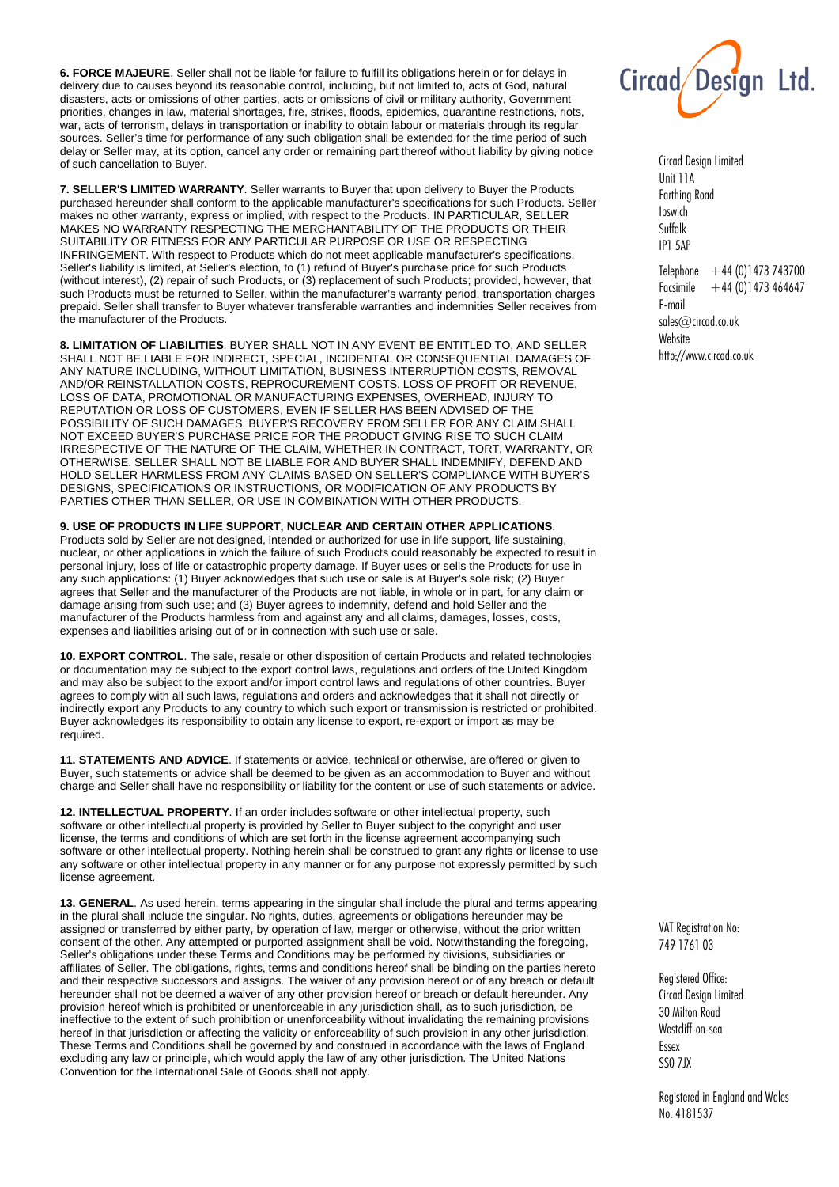**6. FORCE MAJEURE**. Seller shall not be liable for failure to fulfill its obligations herein or for delays in delivery due to causes beyond its reasonable control, including, but not limited to, acts of God, natural disasters, acts or omissions of other parties, acts or omissions of civil or military authority, Government priorities, changes in law, material shortages, fire, strikes, floods, epidemics, quarantine restrictions, riots, war, acts of terrorism, delays in transportation or inability to obtain labour or materials through its regular sources. Seller's time for performance of any such obligation shall be extended for the time period of such delay or Seller may, at its option, cancel any order or remaining part thereof without liability by giving notice of such cancellation to Buyer.

**7. SELLER'S LIMITED WARRANTY**. Seller warrants to Buyer that upon delivery to Buyer the Products purchased hereunder shall conform to the applicable manufacturer's specifications for such Products. Seller makes no other warranty, express or implied, with respect to the Products. IN PARTICULAR, SELLER MAKES NO WARRANTY RESPECTING THE MERCHANTABILITY OF THE PRODUCTS OR THEIR SUITABILITY OR FITNESS FOR ANY PARTICULAR PURPOSE OR USE OR RESPECTING INFRINGEMENT. With respect to Products which do not meet applicable manufacturer's specifications, Seller's liability is limited, at Seller's election, to (1) refund of Buyer's purchase price for such Products (without interest), (2) repair of such Products, or (3) replacement of such Products; provided, however, that such Products must be returned to Seller, within the manufacturer's warranty period, transportation charges prepaid. Seller shall transfer to Buyer whatever transferable warranties and indemnities Seller receives from the manufacturer of the Products.

**8. LIMITATION OF LIABILITIES**. BUYER SHALL NOT IN ANY EVENT BE ENTITLED TO, AND SELLER SHALL NOT BE LIABLE FOR INDIRECT, SPECIAL, INCIDENTAL OR CONSEQUENTIAL DAMAGES OF ANY NATURE INCLUDING, WITHOUT LIMITATION, BUSINESS INTERRUPTION COSTS, REMOVAL AND/OR REINSTALLATION COSTS, REPROCUREMENT COSTS, LOSS OF PROFIT OR REVENUE, LOSS OF DATA, PROMOTIONAL OR MANUFACTURING EXPENSES, OVERHEAD, INJURY TO REPUTATION OR LOSS OF CUSTOMERS, EVEN IF SELLER HAS BEEN ADVISED OF THE POSSIBILITY OF SUCH DAMAGES. BUYER'S RECOVERY FROM SELLER FOR ANY CLAIM SHALL NOT EXCEED BUYER'S PURCHASE PRICE FOR THE PRODUCT GIVING RISE TO SUCH CLAIM IRRESPECTIVE OF THE NATURE OF THE CLAIM, WHETHER IN CONTRACT, TORT, WARRANTY, OR OTHERWISE. SELLER SHALL NOT BE LIABLE FOR AND BUYER SHALL INDEMNIFY, DEFEND AND HOLD SELLER HARMLESS FROM ANY CLAIMS BASED ON SELLER'S COMPLIANCE WITH BUYER'S DESIGNS, SPECIFICATIONS OR INSTRUCTIONS, OR MODIFICATION OF ANY PRODUCTS BY PARTIES OTHER THAN SELLER, OR USE IN COMBINATION WITH OTHER PRODUCTS.

**9. USE OF PRODUCTS IN LIFE SUPPORT, NUCLEAR AND CERTAIN OTHER APPLICATIONS**. Products sold by Seller are not designed, intended or authorized for use in life support, life sustaining, nuclear, or other applications in which the failure of such Products could reasonably be expected to result in personal injury, loss of life or catastrophic property damage. If Buyer uses or sells the Products for use in any such applications: (1) Buyer acknowledges that such use or sale is at Buyer's sole risk; (2) Buyer agrees that Seller and the manufacturer of the Products are not liable, in whole or in part, for any claim or damage arising from such use; and (3) Buyer agrees to indemnify, defend and hold Seller and the manufacturer of the Products harmless from and against any and all claims, damages, losses, costs, expenses and liabilities arising out of or in connection with such use or sale.

**10. EXPORT CONTROL**. The sale, resale or other disposition of certain Products and related technologies or documentation may be subject to the export control laws, regulations and orders of the United Kingdom and may also be subject to the export and/or import control laws and regulations of other countries. Buyer agrees to comply with all such laws, regulations and orders and acknowledges that it shall not directly or indirectly export any Products to any country to which such export or transmission is restricted or prohibited. Buyer acknowledges its responsibility to obtain any license to export, re-export or import as may be required.

**11. STATEMENTS AND ADVICE**. If statements or advice, technical or otherwise, are offered or given to Buyer, such statements or advice shall be deemed to be given as an accommodation to Buyer and without charge and Seller shall have no responsibility or liability for the content or use of such statements or advice.

**12. INTELLECTUAL PROPERTY**. If an order includes software or other intellectual property, such software or other intellectual property is provided by Seller to Buyer subject to the copyright and user license, the terms and conditions of which are set forth in the license agreement accompanying such software or other intellectual property. Nothing herein shall be construed to grant any rights or license to use any software or other intellectual property in any manner or for any purpose not expressly permitted by such license agreement.

**13. GENERAL**. As used herein, terms appearing in the singular shall include the plural and terms appearing in the plural shall include the singular. No rights, duties, agreements or obligations hereunder may be assigned or transferred by either party, by operation of law, merger or otherwise, without the prior written consent of the other. Any attempted or purported assignment shall be void. Notwithstanding the foregoing, Seller's obligations under these Terms and Conditions may be performed by divisions, subsidiaries or affiliates of Seller. The obligations, rights, terms and conditions hereof shall be binding on the parties hereto and their respective successors and assigns. The waiver of any provision hereof or of any breach or default hereunder shall not be deemed a waiver of any other provision hereof or breach or default hereunder. Any provision hereof which is prohibited or unenforceable in any jurisdiction shall, as to such jurisdiction, be ineffective to the extent of such prohibition or unenforceability without invalidating the remaining provisions hereof in that jurisdiction or affecting the validity or enforceability of such provision in any other jurisdiction. These Terms and Conditions shall be governed by and construed in accordance with the laws of England excluding any law or principle, which would apply the law of any other jurisdiction. The United Nations Convention for the International Sale of Goods shall not apply.

Circad Design Ltd.

Circad Design Limited
Unit 11A
Farthing Road
Ipswich
Suffolk
IP1 5AP

Telephone +44 (0)1473 743700
Facsimile +44 (0)1473 464647
E-mail
sales@circad.co.uk
Website
http://www.circad.co.uk

VAT Registration No:
749 1761 03

Registered Office:
Circad Design Limited
30 Milton Road
Westcliff-on-sea
Essex
SS0 7JX

Registered in England and Wales
No. 4181537